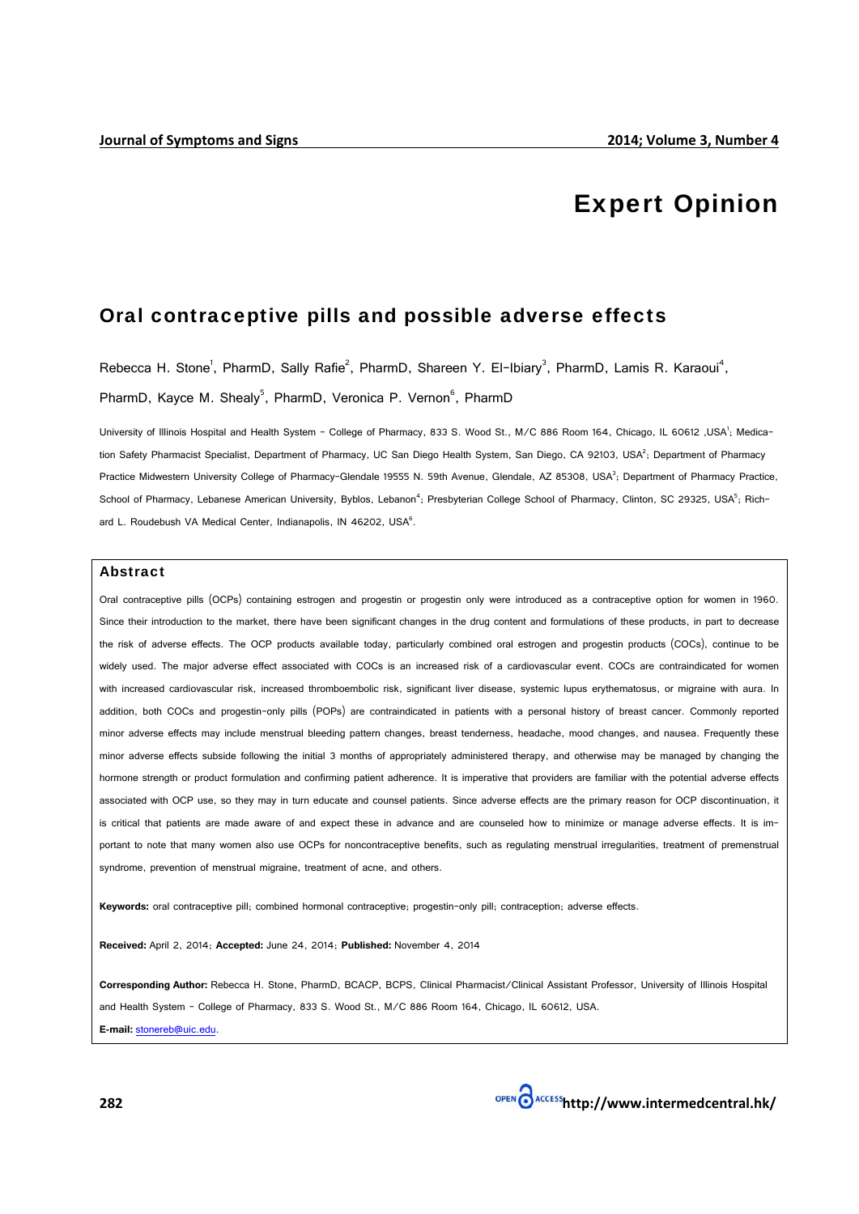# Expert Opinion

## Oral contraceptive pills and possible adverse effects

Rebecca H. Stone[1], PharmD, Sally Rafie[2], PharmD, Shareen Y. El-Ibiary[3], PharmD, Lamis R. Karaoui[4], PharmD, Kayce M. Shealy[5], PharmD, Veronica P. Vernon[6], PharmD

University of Illinois Hospital and Health System - College of Pharmacy, 833 S. Wood St., M/C 886 Room 164, Chicago, IL 60612 ,USA[1]; Medication Safety Pharmacist Specialist, Department of Pharmacy, UC San Diego Health System, San Diego, CA 92103, USA[2]; Department of Pharmacy Practice Midwestern University College of Pharmacy-Glendale 19555 N. 59th Avenue, Glendale, AZ 85308, USA[3]; Department of Pharmacy Practice, School of Pharmacy, Lebanese American University, Byblos, Lebanon[4]; Presbyterian College School of Pharmacy, Clinton, SC 29325, USA[5]; Richard L. Roudebush VA Medical Center, Indianapolis, IN 46202, USA[6].

### Abstract

Oral contraceptive pills (OCPs) containing estrogen and progestin or progestin only were introduced as a contraceptive option for women in 1960. Since their introduction to the market, there have been significant changes in the drug content and formulations of these products, in part to decrease the risk of adverse effects. The OCP products available today, particularly combined oral estrogen and progestin products (COCs), continue to be widely used. The major adverse effect associated with COCs is an increased risk of a cardiovascular event. COCs are contraindicated for women with increased cardiovascular risk, increased thromboembolic risk, significant liver disease, systemic lupus erythematosus, or migraine with aura. In addition, both COCs and progestin-only pills (POPs) are contraindicated in patients with a personal history of breast cancer. Commonly reported minor adverse effects may include menstrual bleeding pattern changes, breast tenderness, headache, mood changes, and nausea. Frequently these minor adverse effects subside following the initial 3 months of appropriately administered therapy, and otherwise may be managed by changing the hormone strength or product formulation and confirming patient adherence. It is imperative that providers are familiar with the potential adverse effects associated with OCP use, so they may in turn educate and counsel patients. Since adverse effects are the primary reason for OCP discontinuation, it is critical that patients are made aware of and expect these in advance and are counseled how to minimize or manage adverse effects. It is important to note that many women also use OCPs for noncontraceptive benefits, such as regulating menstrual irregularities, treatment of premenstrual syndrome, prevention of menstrual migraine, treatment of acne, and others.

**Keywords:** oral contraceptive pill; combined hormonal contraceptive; progestin-only pill; contraception; adverse effects.

**Received:** April 2, 2014; **Accepted:** June 24, 2014; **Published:** November 4, 2014

**Corresponding Author:** Rebecca H. Stone, PharmD, BCACP, BCPS, Clinical Pharmacist/Clinical Assistant Professor, University of Illinois Hospital and Health System - College of Pharmacy, 833 S. Wood St., M/C 886 Room 164, Chicago, IL 60612, USA.

**E-mail:** stonereb@uic.edu.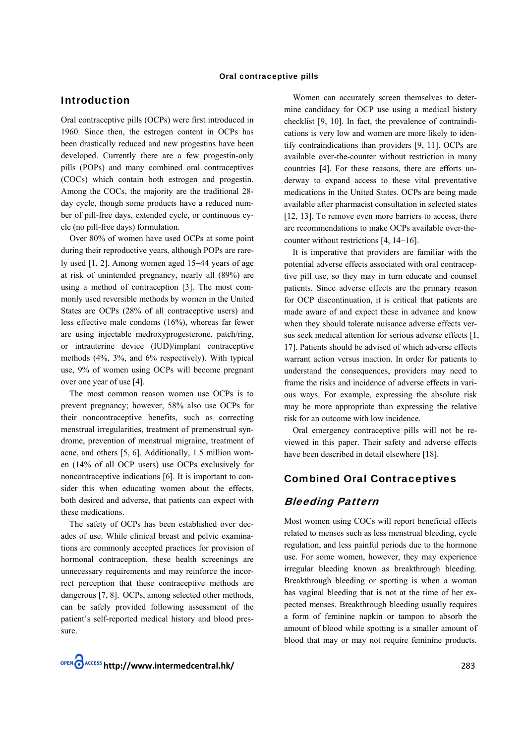## Introduction

Oral contraceptive pills (OCPs) were first introduced in 1960. Since then, the estrogen content in OCPs has been drastically reduced and new progestins have been developed. Currently there are a few progestin-only pills (POPs) and many combined oral contraceptives (COCs) which contain both estrogen and progestin. Among the COCs, the majority are the traditional 28-day cycle, though some products have a reduced number of pill-free days, extended cycle, or continuous cycle (no pill-free days) formulation.

Over 80% of women have used OCPs at some point during their reproductive years, although POPs are rarely used [1, 2]. Among women aged 15–44 years of age at risk of unintended pregnancy, nearly all (89%) are using a method of contraception [3]. The most commonly used reversible methods by women in the United States are OCPs (28% of all contraceptive users) and less effective male condoms (16%), whereas far fewer are using injectable medroxyprogesterone, patch/ring, or intrauterine device (IUD)/implant contraceptive methods (4%, 3%, and 6% respectively). With typical use, 9% of women using OCPs will become pregnant over one year of use [4].

The most common reason women use OCPs is to prevent pregnancy; however, 58% also use OCPs for their noncontraceptive benefits, such as correcting menstrual irregularities, treatment of premenstrual syndrome, prevention of menstrual migraine, treatment of acne, and others [5, 6]. Additionally, 1.5 million women (14% of all OCP users) use OCPs exclusively for noncontraceptive indications [6]. It is important to consider this when educating women about the effects, both desired and adverse, that patients can expect with these medications.

The safety of OCPs has been established over decades of use. While clinical breast and pelvic examinations are commonly accepted practices for provision of hormonal contraception, these health screenings are unnecessary requirements and may reinforce the incorrect perception that these contraceptive methods are dangerous [7, 8]. OCPs, among selected other methods, can be safely provided following assessment of the patient's self-reported medical history and blood pressure.

Women can accurately screen themselves to determine candidacy for OCP use using a medical history checklist [9, 10]. In fact, the prevalence of contraindications is very low and women are more likely to identify contraindications than providers [9, 11]. OCPs are available over-the-counter without restriction in many countries [4]. For these reasons, there are efforts underway to expand access to these vital preventative medications in the United States. OCPs are being made available after pharmacist consultation in selected states [12, 13]. To remove even more barriers to access, there are recommendations to make OCPs available over-the-counter without restrictions [4, 14–16].

It is imperative that providers are familiar with the potential adverse effects associated with oral contraceptive pill use, so they may in turn educate and counsel patients. Since adverse effects are the primary reason for OCP discontinuation, it is critical that patients are made aware of and expect these in advance and know when they should tolerate nuisance adverse effects versus seek medical attention for serious adverse effects [1, 17]. Patients should be advised of which adverse effects warrant action versus inaction. In order for patients to understand the consequences, providers may need to frame the risks and incidence of adverse effects in various ways. For example, expressing the absolute risk may be more appropriate than expressing the relative risk for an outcome with low incidence.

Oral emergency contraceptive pills will not be reviewed in this paper. Their safety and adverse effects have been described in detail elsewhere [18].

## Combined Oral Contraceptives

### *Bleeding Pattern*

Most women using COCs will report beneficial effects related to menses such as less menstrual bleeding, cycle regulation, and less painful periods due to the hormone use. For some women, however, they may experience irregular bleeding known as breakthrough bleeding. Breakthrough bleeding or spotting is when a woman has vaginal bleeding that is not at the time of her expected menses. Breakthrough bleeding usually requires a form of feminine napkin or tampon to absorb the amount of blood while spotting is a smaller amount of blood that may or may not require feminine products.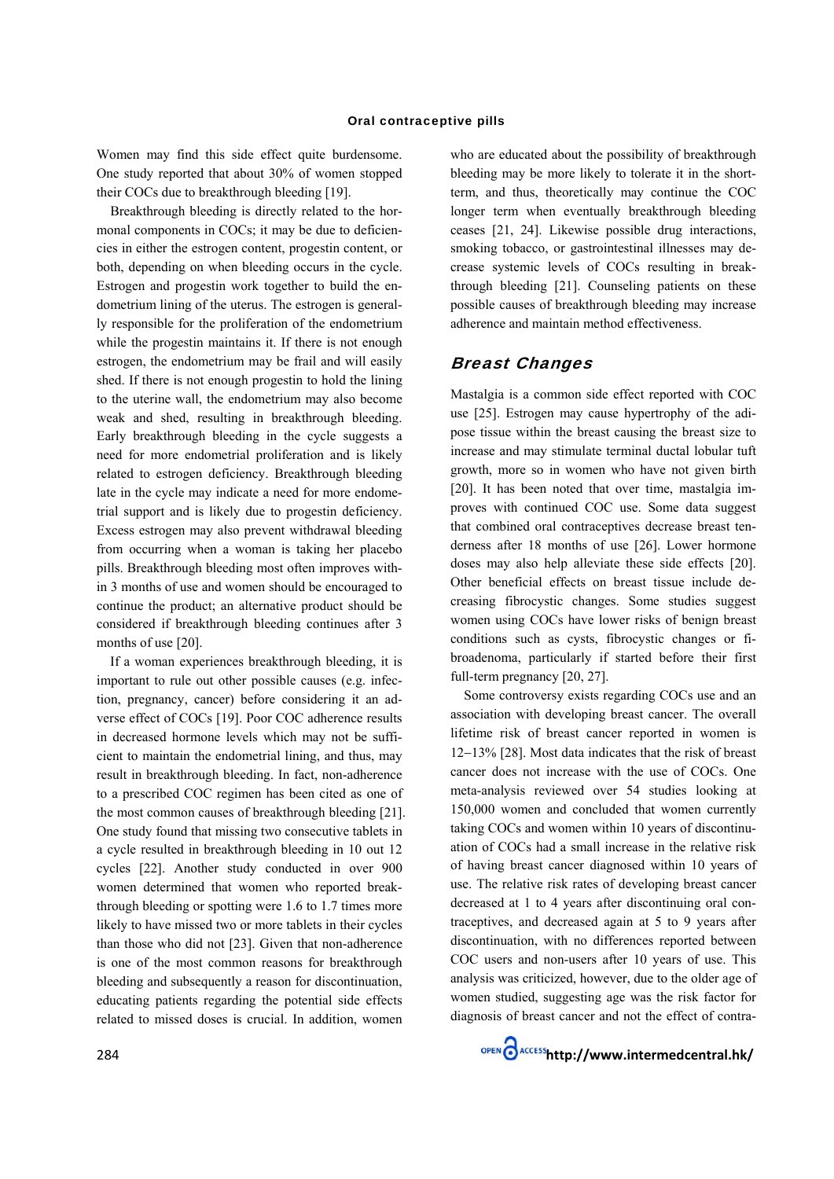Women may find this side effect quite burdensome. One study reported that about 30% of women stopped their COCs due to breakthrough bleeding [19].

Breakthrough bleeding is directly related to the hormonal components in COCs; it may be due to deficiencies in either the estrogen content, progestin content, or both, depending on when bleeding occurs in the cycle. Estrogen and progestin work together to build the endometrium lining of the uterus. The estrogen is generally responsible for the proliferation of the endometrium while the progestin maintains it. If there is not enough estrogen, the endometrium may be frail and will easily shed. If there is not enough progestin to hold the lining to the uterine wall, the endometrium may also become weak and shed, resulting in breakthrough bleeding. Early breakthrough bleeding in the cycle suggests a need for more endometrial proliferation and is likely related to estrogen deficiency. Breakthrough bleeding late in the cycle may indicate a need for more endometrial support and is likely due to progestin deficiency. Excess estrogen may also prevent withdrawal bleeding from occurring when a woman is taking her placebo pills. Breakthrough bleeding most often improves within 3 months of use and women should be encouraged to continue the product; an alternative product should be considered if breakthrough bleeding continues after 3 months of use [20].

If a woman experiences breakthrough bleeding, it is important to rule out other possible causes (e.g. infection, pregnancy, cancer) before considering it an adverse effect of COCs [19]. Poor COC adherence results in decreased hormone levels which may not be sufficient to maintain the endometrial lining, and thus, may result in breakthrough bleeding. In fact, non-adherence to a prescribed COC regimen has been cited as one of the most common causes of breakthrough bleeding [21]. One study found that missing two consecutive tablets in a cycle resulted in breakthrough bleeding in 10 out 12 cycles [22]. Another study conducted in over 900 women determined that women who reported breakthrough bleeding or spotting were 1.6 to 1.7 times more likely to have missed two or more tablets in their cycles than those who did not [23]. Given that non-adherence is one of the most common reasons for breakthrough bleeding and subsequently a reason for discontinuation, educating patients regarding the potential side effects related to missed doses is crucial. In addition, women who are educated about the possibility of breakthrough bleeding may be more likely to tolerate it in the short-term, and thus, theoretically may continue the COC longer term when eventually breakthrough bleeding ceases [21, 24]. Likewise possible drug interactions, smoking tobacco, or gastrointestinal illnesses may decrease systemic levels of COCs resulting in breakthrough bleeding [21]. Counseling patients on these possible causes of breakthrough bleeding may increase adherence and maintain method effectiveness.

## *Breast Changes*

Mastalgia is a common side effect reported with COC use [25]. Estrogen may cause hypertrophy of the adipose tissue within the breast causing the breast size to increase and may stimulate terminal ductal lobular tuft growth, more so in women who have not given birth [20]. It has been noted that over time, mastalgia improves with continued COC use. Some data suggest that combined oral contraceptives decrease breast tenderness after 18 months of use [26]. Lower hormone doses may also help alleviate these side effects [20]. Other beneficial effects on breast tissue include decreasing fibrocystic changes. Some studies suggest women using COCs have lower risks of benign breast conditions such as cysts, fibrocystic changes or fibroadenoma, particularly if started before their first full-term pregnancy [20, 27].

Some controversy exists regarding COCs use and an association with developing breast cancer. The overall lifetime risk of breast cancer reported in women is 12−13% [28]. Most data indicates that the risk of breast cancer does not increase with the use of COCs. One meta-analysis reviewed over 54 studies looking at 150,000 women and concluded that women currently taking COCs and women within 10 years of discontinuation of COCs had a small increase in the relative risk of having breast cancer diagnosed within 10 years of use. The relative risk rates of developing breast cancer decreased at 1 to 4 years after discontinuing oral contraceptives, and decreased again at 5 to 9 years after discontinuation, with no differences reported between COC users and non-users after 10 years of use. This analysis was criticized, however, due to the older age of women studied, suggesting age was the risk factor for diagnosis of breast cancer and not the effect of contra-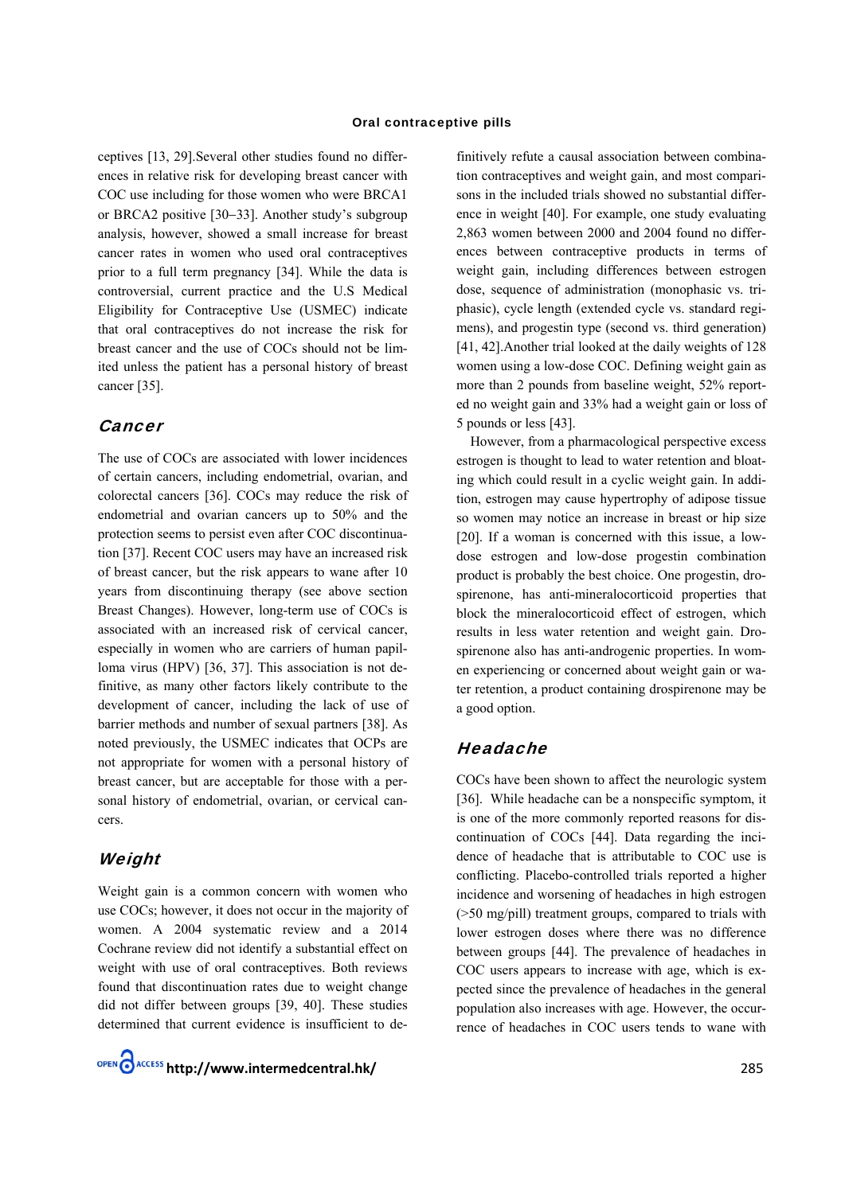ceptives [13, 29].Several other studies found no differences in relative risk for developing breast cancer with COC use including for those women who were BRCA1 or BRCA2 positive [30–33]. Another study's subgroup analysis, however, showed a small increase for breast cancer rates in women who used oral contraceptives prior to a full term pregnancy [34]. While the data is controversial, current practice and the U.S Medical Eligibility for Contraceptive Use (USMEC) indicate that oral contraceptives do not increase the risk for breast cancer and the use of COCs should not be limited unless the patient has a personal history of breast cancer [35].

## Cancer

The use of COCs are associated with lower incidences of certain cancers, including endometrial, ovarian, and colorectal cancers [36]. COCs may reduce the risk of endometrial and ovarian cancers up to 50% and the protection seems to persist even after COC discontinuation [37]. Recent COC users may have an increased risk of breast cancer, but the risk appears to wane after 10 years from discontinuing therapy (see above section Breast Changes). However, long-term use of COCs is associated with an increased risk of cervical cancer, especially in women who are carriers of human papilloma virus (HPV) [36, 37]. This association is not definitive, as many other factors likely contribute to the development of cancer, including the lack of use of barrier methods and number of sexual partners [38]. As noted previously, the USMEC indicates that OCPs are not appropriate for women with a personal history of breast cancer, but are acceptable for those with a personal history of endometrial, ovarian, or cervical cancers.

## Weight

Weight gain is a common concern with women who use COCs; however, it does not occur in the majority of women. A 2004 systematic review and a 2014 Cochrane review did not identify a substantial effect on weight with use of oral contraceptives. Both reviews found that discontinuation rates due to weight change did not differ between groups [39, 40]. These studies determined that current evidence is insufficient to definitively refute a causal association between combination contraceptives and weight gain, and most comparisons in the included trials showed no substantial difference in weight [40]. For example, one study evaluating 2,863 women between 2000 and 2004 found no differences between contraceptive products in terms of weight gain, including differences between estrogen dose, sequence of administration (monophasic vs. triphasic), cycle length (extended cycle vs. standard regimens), and progestin type (second vs. third generation) [41, 42].Another trial looked at the daily weights of 128 women using a low-dose COC. Defining weight gain as more than 2 pounds from baseline weight, 52% reported no weight gain and 33% had a weight gain or loss of 5 pounds or less [43].

However, from a pharmacological perspective excess estrogen is thought to lead to water retention and bloating which could result in a cyclic weight gain. In addition, estrogen may cause hypertrophy of adipose tissue so women may notice an increase in breast or hip size [20]. If a woman is concerned with this issue, a low-dose estrogen and low-dose progestin combination product is probably the best choice. One progestin, drospirenone, has anti-mineralocorticoid properties that block the mineralocorticoid effect of estrogen, which results in less water retention and weight gain. Drospirenone also has anti-androgenic properties. In women experiencing or concerned about weight gain or water retention, a product containing drospirenone may be a good option.

## Headache

COCs have been shown to affect the neurologic system [36]. While headache can be a nonspecific symptom, it is one of the more commonly reported reasons for discontinuation of COCs [44]. Data regarding the incidence of headache that is attributable to COC use is conflicting. Placebo-controlled trials reported a higher incidence and worsening of headaches in high estrogen (>50 mg/pill) treatment groups, compared to trials with lower estrogen doses where there was no difference between groups [44]. The prevalence of headaches in COC users appears to increase with age, which is expected since the prevalence of headaches in the general population also increases with age. However, the occurrence of headaches in COC users tends to wane with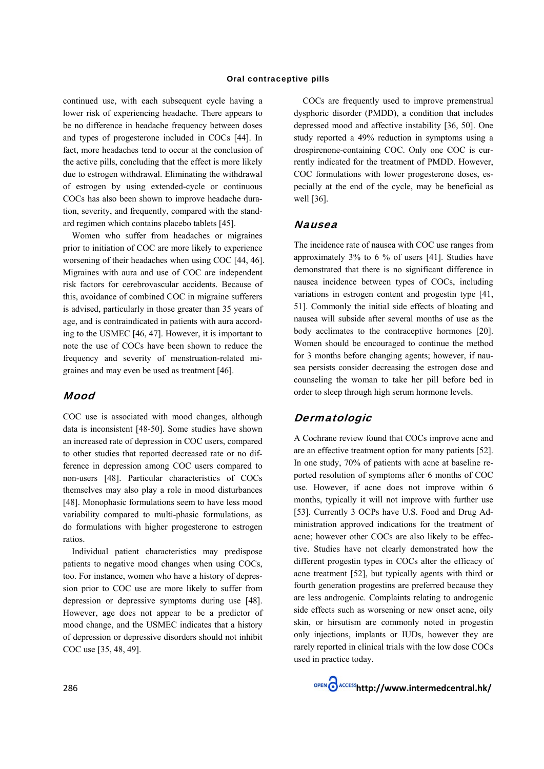continued use, with each subsequent cycle having a lower risk of experiencing headache. There appears to be no difference in headache frequency between doses and types of progesterone included in COCs [44]. In fact, more headaches tend to occur at the conclusion of the active pills, concluding that the effect is more likely due to estrogen withdrawal. Eliminating the withdrawal of estrogen by using extended-cycle or continuous COCs has also been shown to improve headache duration, severity, and frequently, compared with the standard regimen which contains placebo tablets [45].

Women who suffer from headaches or migraines prior to initiation of COC are more likely to experience worsening of their headaches when using COC [44, 46]. Migraines with aura and use of COC are independent risk factors for cerebrovascular accidents. Because of this, avoidance of combined COC in migraine sufferers is advised, particularly in those greater than 35 years of age, and is contraindicated in patients with aura according to the USMEC [46, 47]. However, it is important to note the use of COCs have been shown to reduce the frequency and severity of menstruation-related migraines and may even be used as treatment [46].

## Mood

COC use is associated with mood changes, although data is inconsistent [48-50]. Some studies have shown an increased rate of depression in COC users, compared to other studies that reported decreased rate or no difference in depression among COC users compared to non-users [48]. Particular characteristics of COCs themselves may also play a role in mood disturbances [48]. Monophasic formulations seem to have less mood variability compared to multi-phasic formulations, as do formulations with higher progesterone to estrogen ratios.

Individual patient characteristics may predispose patients to negative mood changes when using COCs, too. For instance, women who have a history of depression prior to COC use are more likely to suffer from depression or depressive symptoms during use [48]. However, age does not appear to be a predictor of mood change, and the USMEC indicates that a history of depression or depressive disorders should not inhibit COC use [35, 48, 49].

COCs are frequently used to improve premenstrual dysphoric disorder (PMDD), a condition that includes depressed mood and affective instability [36, 50]. One study reported a 49% reduction in symptoms using a drospirenone-containing COC. Only one COC is currently indicated for the treatment of PMDD. However, COC formulations with lower progesterone doses, especially at the end of the cycle, may be beneficial as well [36].

## Nausea

The incidence rate of nausea with COC use ranges from approximately 3% to 6 % of users [41]. Studies have demonstrated that there is no significant difference in nausea incidence between types of COCs, including variations in estrogen content and progestin type [41, 51]. Commonly the initial side effects of bloating and nausea will subside after several months of use as the body acclimates to the contraceptive hormones [20]. Women should be encouraged to continue the method for 3 months before changing agents; however, if nausea persists consider decreasing the estrogen dose and counseling the woman to take her pill before bed in order to sleep through high serum hormone levels.

## Dermatologic

A Cochrane review found that COCs improve acne and are an effective treatment option for many patients [52]. In one study, 70% of patients with acne at baseline reported resolution of symptoms after 6 months of COC use. However, if acne does not improve within 6 months, typically it will not improve with further use [53]. Currently 3 OCPs have U.S. Food and Drug Administration approved indications for the treatment of acne; however other COCs are also likely to be effective. Studies have not clearly demonstrated how the different progestin types in COCs alter the efficacy of acne treatment [52], but typically agents with third or fourth generation progestins are preferred because they are less androgenic. Complaints relating to androgenic side effects such as worsening or new onset acne, oily skin, or hirsutism are commonly noted in progestin only injections, implants or IUDs, however they are rarely reported in clinical trials with the low dose COCs used in practice today.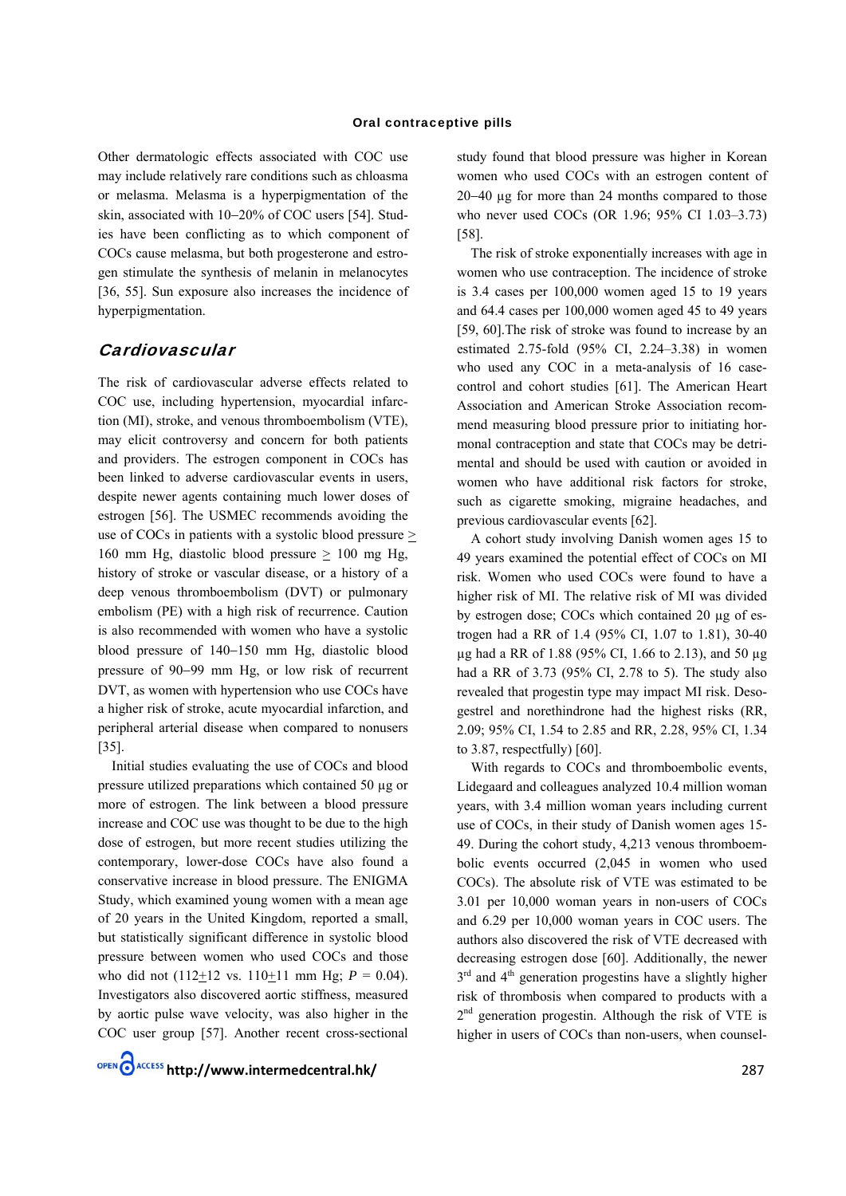Other dermatologic effects associated with COC use may include relatively rare conditions such as chloasma or melasma. Melasma is a hyperpigmentation of the skin, associated with 10–20% of COC users [54]. Studies have been conflicting as to which component of COCs cause melasma, but both progesterone and estrogen stimulate the synthesis of melanin in melanocytes [36, 55]. Sun exposure also increases the incidence of hyperpigmentation.

## *Cardiovascular*

The risk of cardiovascular adverse effects related to COC use, including hypertension, myocardial infarction (MI), stroke, and venous thromboembolism (VTE), may elicit controversy and concern for both patients and providers. The estrogen component in COCs has been linked to adverse cardiovascular events in users, despite newer agents containing much lower doses of estrogen [56]. The USMEC recommends avoiding the use of COCs in patients with a systolic blood pressure ≥ 160 mm Hg, diastolic blood pressure ≥ 100 mg Hg, history of stroke or vascular disease, or a history of a deep venous thromboembolism (DVT) or pulmonary embolism (PE) with a high risk of recurrence. Caution is also recommended with women who have a systolic blood pressure of 140–150 mm Hg, diastolic blood pressure of 90–99 mm Hg, or low risk of recurrent DVT, as women with hypertension who use COCs have a higher risk of stroke, acute myocardial infarction, and peripheral arterial disease when compared to nonusers [35].

Initial studies evaluating the use of COCs and blood pressure utilized preparations which contained 50 µg or more of estrogen. The link between a blood pressure increase and COC use was thought to be due to the high dose of estrogen, but more recent studies utilizing the contemporary, lower-dose COCs have also found a conservative increase in blood pressure. The ENIGMA Study, which examined young women with a mean age of 20 years in the United Kingdom, reported a small, but statistically significant difference in systolic blood pressure between women who used COCs and those who did not (112±12 vs. 110±11 mm Hg; $P = 0.04$). Investigators also discovered aortic stiffness, measured by aortic pulse wave velocity, was also higher in the COC user group [57]. Another recent cross-sectional study found that blood pressure was higher in Korean women who used COCs with an estrogen content of 20–40 µg for more than 24 months compared to those who never used COCs (OR 1.96; 95% CI 1.03–3.73) [58].

The risk of stroke exponentially increases with age in women who use contraception. The incidence of stroke is 3.4 cases per 100,000 women aged 15 to 19 years and 64.4 cases per 100,000 women aged 45 to 49 years [59, 60].The risk of stroke was found to increase by an estimated 2.75-fold (95% CI, 2.24–3.38) in women who used any COC in a meta-analysis of 16 case-control and cohort studies [61]. The American Heart Association and American Stroke Association recommend measuring blood pressure prior to initiating hormonal contraception and state that COCs may be detrimental and should be used with caution or avoided in women who have additional risk factors for stroke, such as cigarette smoking, migraine headaches, and previous cardiovascular events [62].

A cohort study involving Danish women ages 15 to 49 years examined the potential effect of COCs on MI risk. Women who used COCs were found to have a higher risk of MI. The relative risk of MI was divided by estrogen dose; COCs which contained 20 µg of estrogen had a RR of 1.4 (95% CI, 1.07 to 1.81), 30-40 µg had a RR of 1.88 (95% CI, 1.66 to 2.13), and 50 µg had a RR of 3.73 (95% CI, 2.78 to 5). The study also revealed that progestin type may impact MI risk. Desogestrel and norethindrone had the highest risks (RR, 2.09; 95% CI, 1.54 to 2.85 and RR, 2.28, 95% CI, 1.34 to 3.87, respectfully) [60].

With regards to COCs and thromboembolic events, Lidegaard and colleagues analyzed 10.4 million woman years, with 3.4 million woman years including current use of COCs, in their study of Danish women ages 15-49. During the cohort study, 4,213 venous thromboembolic events occurred (2,045 in women who used COCs). The absolute risk of VTE was estimated to be 3.01 per 10,000 woman years in non-users of COCs and 6.29 per 10,000 woman years in COC users. The authors also discovered the risk of VTE decreased with decreasing estrogen dose [60]. Additionally, the newer 3rd and 4th generation progestins have a slightly higher risk of thrombosis when compared to products with a 2nd generation progestin. Although the risk of VTE is higher in users of COCs than non-users, when counsel-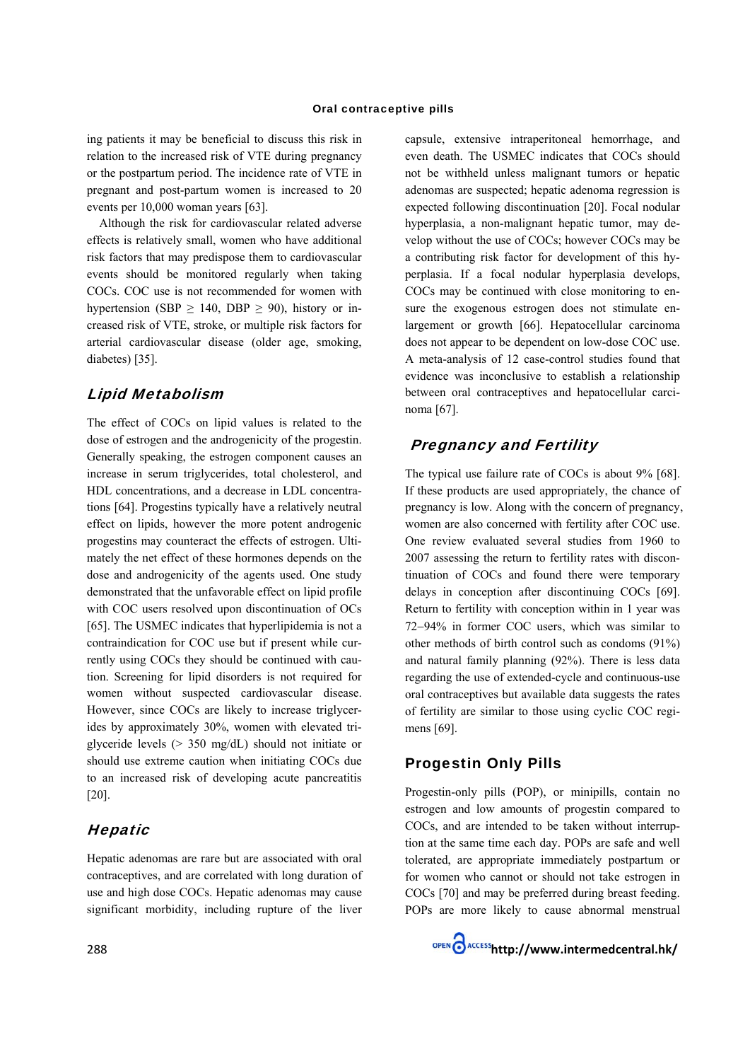ing patients it may be beneficial to discuss this risk in relation to the increased risk of VTE during pregnancy or the postpartum period. The incidence rate of VTE in pregnant and post-partum women is increased to 20 events per 10,000 woman years [63].

Although the risk for cardiovascular related adverse effects is relatively small, women who have additional risk factors that may predispose them to cardiovascular events should be monitored regularly when taking COCs. COC use is not recommended for women with hypertension (SBP ≥ 140, DBP ≥ 90), history or increased risk of VTE, stroke, or multiple risk factors for arterial cardiovascular disease (older age, smoking, diabetes) [35].

## *Lipid Metabolism*

The effect of COCs on lipid values is related to the dose of estrogen and the androgenicity of the progestin. Generally speaking, the estrogen component causes an increase in serum triglycerides, total cholesterol, and HDL concentrations, and a decrease in LDL concentrations [64]. Progestins typically have a relatively neutral effect on lipids, however the more potent androgenic progestins may counteract the effects of estrogen. Ultimately the net effect of these hormones depends on the dose and androgenicity of the agents used. One study demonstrated that the unfavorable effect on lipid profile with COC users resolved upon discontinuation of OCs [65]. The USMEC indicates that hyperlipidemia is not a contraindication for COC use but if present while currently using COCs they should be continued with caution. Screening for lipid disorders is not required for women without suspected cardiovascular disease. However, since COCs are likely to increase triglycerides by approximately 30%, women with elevated triglyceride levels (> 350 mg/dL) should not initiate or should use extreme caution when initiating COCs due to an increased risk of developing acute pancreatitis [20].

## *Hepatic*

Hepatic adenomas are rare but are associated with oral contraceptives, and are correlated with long duration of use and high dose COCs. Hepatic adenomas may cause significant morbidity, including rupture of the liver capsule, extensive intraperitoneal hemorrhage, and even death. The USMEC indicates that COCs should not be withheld unless malignant tumors or hepatic adenomas are suspected; hepatic adenoma regression is expected following discontinuation [20]. Focal nodular hyperplasia, a non-malignant hepatic tumor, may develop without the use of COCs; however COCs may be a contributing risk factor for development of this hyperplasia. If a focal nodular hyperplasia develops, COCs may be continued with close monitoring to ensure the exogenous estrogen does not stimulate enlargement or growth [66]. Hepatocellular carcinoma does not appear to be dependent on low-dose COC use. A meta-analysis of 12 case-control studies found that evidence was inconclusive to establish a relationship between oral contraceptives and hepatocellular carcinoma [67].

## *Pregnancy and Fertility*

The typical use failure rate of COCs is about 9% [68]. If these products are used appropriately, the chance of pregnancy is low. Along with the concern of pregnancy, women are also concerned with fertility after COC use. One review evaluated several studies from 1960 to 2007 assessing the return to fertility rates with discontinuation of COCs and found there were temporary delays in conception after discontinuing COCs [69]. Return to fertility with conception within in 1 year was 72–94% in former COC users, which was similar to other methods of birth control such as condoms (91%) and natural family planning (92%). There is less data regarding the use of extended-cycle and continuous-use oral contraceptives but available data suggests the rates of fertility are similar to those using cyclic COC regimens [69].

## Progestin Only Pills

Progestin-only pills (POP), or minipills, contain no estrogen and low amounts of progestin compared to COCs, and are intended to be taken without interruption at the same time each day. POPs are safe and well tolerated, are appropriate immediately postpartum or for women who cannot or should not take estrogen in COCs [70] and may be preferred during breast feeding. POPs are more likely to cause abnormal menstrual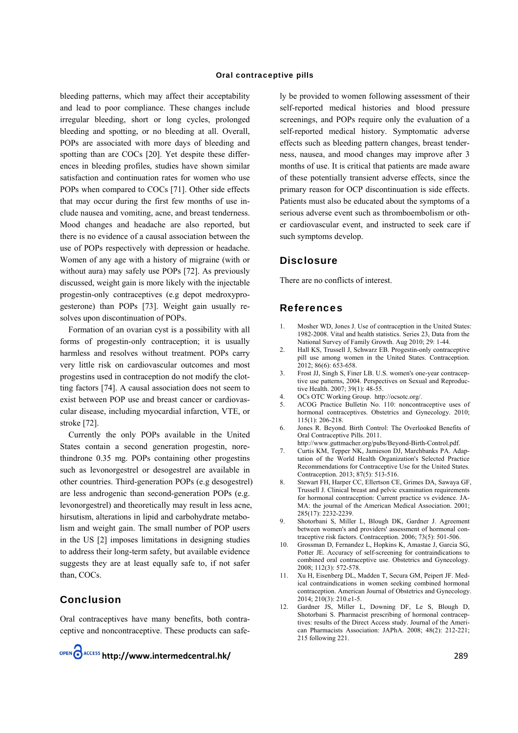bleeding patterns, which may affect their acceptability and lead to poor compliance. These changes include irregular bleeding, short or long cycles, prolonged bleeding and spotting, or no bleeding at all. Overall, POPs are associated with more days of bleeding and spotting than are COCs [20]. Yet despite these differences in bleeding profiles, studies have shown similar satisfaction and continuation rates for women who use POPs when compared to COCs [71]. Other side effects that may occur during the first few months of use include nausea and vomiting, acne, and breast tenderness. Mood changes and headache are also reported, but there is no evidence of a causal association between the use of POPs respectively with depression or headache. Women of any age with a history of migraine (with or without aura) may safely use POPs [72]. As previously discussed, weight gain is more likely with the injectable progestin-only contraceptives (e.g depot medroxyprogesterone) than POPs [73]. Weight gain usually resolves upon discontinuation of POPs.

Formation of an ovarian cyst is a possibility with all forms of progestin-only contraception; it is usually harmless and resolves without treatment. POPs carry very little risk on cardiovascular outcomes and most progestins used in contraception do not modify the clotting factors [74]. A causal association does not seem to exist between POP use and breast cancer or cardiovascular disease, including myocardial infarction, VTE, or stroke [72].

Currently the only POPs available in the United States contain a second generation progestin, norethindrone 0.35 mg. POPs containing other progestins such as levonorgestrel or desogestrel are available in other countries. Third-generation POPs (e.g desogestrel) are less androgenic than second-generation POPs (e.g. levonorgestrel) and theoretically may result in less acne, hirsutism, alterations in lipid and carbohydrate metabolism and weight gain. The small number of POP users in the US [2] imposes limitations in designing studies to address their long-term safety, but available evidence suggests they are at least equally safe to, if not safer than, COCs.

## Conclusion

Oral contraceptives have many benefits, both contraceptive and noncontraceptive. These products can safely be provided to women following assessment of their self-reported medical histories and blood pressure screenings, and POPs require only the evaluation of a self-reported medical history. Symptomatic adverse effects such as bleeding pattern changes, breast tenderness, nausea, and mood changes may improve after 3 months of use. It is critical that patients are made aware of these potentially transient adverse effects, since the primary reason for OCP discontinuation is side effects. Patients must also be educated about the symptoms of a serious adverse event such as thromboembolism or other cardiovascular event, and instructed to seek care if such symptoms develop.

## Disclosure

There are no conflicts of interest.

## References

1. Mosher WD, Jones J. Use of contraception in the United States: 1982-2008. Vital and health statistics. Series 23, Data from the National Survey of Family Growth. Aug 2010; 29: 1-44.
2. Hall KS, Trussell J, Schwarz EB. Progestin-only contraceptive pill use among women in the United States. Contraception. 2012; 86(6): 653-658.
3. Frost JJ, Singh S, Finer LB. U.S. women's one-year contraceptive use patterns, 2004. Perspectives on Sexual and Reproductive Health. 2007; 39(1): 48-55.
4. OCs OTC Working Group. http://ocsotc.org/.
5. ACOG Practice Bulletin No. 110: noncontraceptive uses of hormonal contraceptives. Obstetrics and Gynecology. 2010; 115(1): 206-218.
6. Jones R. Beyond. Birth Control: The Overlooked Benefits of Oral Contraceptive Pills. 2011. http://www.guttmacher.org/pubs/Beyond-Birth-Control.pdf.
7. Curtis KM, Tepper NK, Jamieson DJ, Marchbanks PA. Adaptation of the World Health Organization's Selected Practice Recommendations for Contraceptive Use for the United States. Contraception. 2013; 87(5): 513-516.
8. Stewart FH, Harper CC, Ellertson CE, Grimes DA, Sawaya GF, Trussell J. Clinical breast and pelvic examination requirements for hormonal contraception: Current practice vs evidence. JAMA: the journal of the American Medical Association. 2001; 285(17): 2232-2239.
9. Shotorbani S, Miller L, Blough DK, Gardner J. Agreement between women's and providers' assessment of hormonal contraceptive risk factors. Contraception. 2006; 73(5): 501-506.
10. Grossman D, Fernandez L, Hopkins K, Amastae J, Garcia SG, Potter JE. Accuracy of self-screening for contraindications to combined oral contraceptive use. Obstetrics and Gynecology. 2008; 112(3): 572-578.
11. Xu H, Eisenberg DL, Madden T, Secura GM, Peipert JF. Medical contraindications in women seeking combined hormonal contraception. American Journal of Obstetrics and Gynecology. 2014; 210(3): 210.e1-5.
12. Gardner JS, Miller L, Downing DF, Le S, Blough D, Shotorbani S. Pharmacist prescribing of hormonal contraceptives: results of the Direct Access study. Journal of the American Pharmacists Association: JAPhA. 2008; 48(2): 212-221; 215 following 221.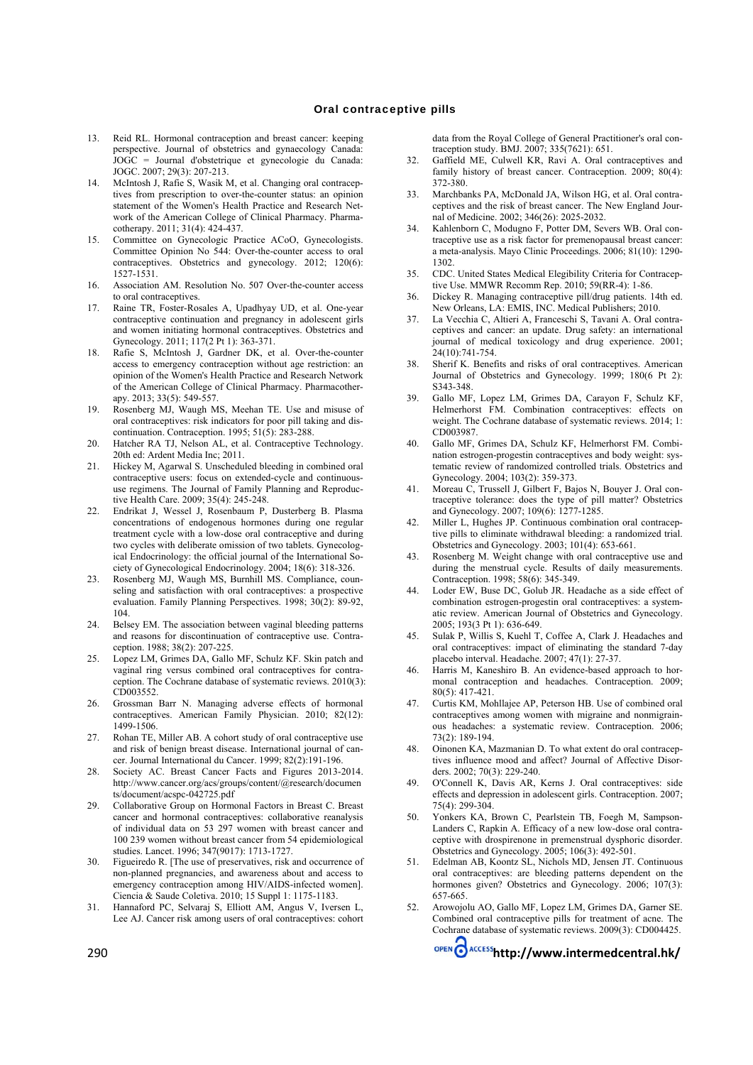13. Reid RL. Hormonal contraception and breast cancer: keeping perspective. Journal of obstetrics and gynaecology Canada: JOGC = Journal d'obstetrique et gynecologie du Canada: JOGC. 2007; 29(3): 207-213.
14. McIntosh J, Rafie S, Wasik M, et al. Changing oral contraceptives from prescription to over-the-counter status: an opinion statement of the Women's Health Practice and Research Network of the American College of Clinical Pharmacy. Pharmacotherapy. 2011; 31(4): 424-437.
15. Committee on Gynecologic Practice ACoO, Gynecologists. Committee Opinion No 544: Over-the-counter access to oral contraceptives. Obstetrics and gynecology. 2012; 120(6): 1527-1531.
16. Association AM. Resolution No. 507 Over-the-counter access to oral contraceptives.
17. Raine TR, Foster-Rosales A, Upadhyay UD, et al. One-year contraceptive continuation and pregnancy in adolescent girls and women initiating hormonal contraceptives. Obstetrics and Gynecology. 2011; 117(2 Pt 1): 363-371.
18. Rafie S, McIntosh J, Gardner DK, et al. Over-the-counter access to emergency contraception without age restriction: an opinion of the Women's Health Practice and Research Network of the American College of Clinical Pharmacy. Pharmacotherapy. 2013; 33(5): 549-557.
19. Rosenberg MJ, Waugh MS, Meehan TE. Use and misuse of oral contraceptives: risk indicators for poor pill taking and discontinuation. Contraception. 1995; 51(5): 283-288.
20. Hatcher RA TJ, Nelson AL, et al. Contraceptive Technology. 20th ed: Ardent Media Inc; 2011.
21. Hickey M, Agarwal S. Unscheduled bleeding in combined oral contraceptive users: focus on extended-cycle and continuous-use regimens. The Journal of Family Planning and Reproductive Health Care. 2009; 35(4): 245-248.
22. Endrikat J, Wessel J, Rosenbaum P, Dusterberg B. Plasma concentrations of endogenous hormones during one regular treatment cycle with a low-dose oral contraceptive and during two cycles with deliberate omission of two tablets. Gynecological Endocrinology: the official journal of the International Society of Gynecological Endocrinology. 2004; 18(6): 318-326.
23. Rosenberg MJ, Waugh MS, Burnhill MS. Compliance, counseling and satisfaction with oral contraceptives: a prospective evaluation. Family Planning Perspectives. 1998; 30(2): 89-92, 104.
24. Belsey EM. The association between vaginal bleeding patterns and reasons for discontinuation of contraceptive use. Contraception. 1988; 38(2): 207-225.
25. Lopez LM, Grimes DA, Gallo MF, Schulz KF. Skin patch and vaginal ring versus combined oral contraceptives for contraception. The Cochrane database of systematic reviews. 2010(3): CD003552.
26. Grossman Barr N. Managing adverse effects of hormonal contraceptives. American Family Physician. 2010; 82(12): 1499-1506.
27. Rohan TE, Miller AB. A cohort study of oral contraceptive use and risk of benign breast disease. International journal of cancer. Journal International du Cancer. 1999; 82(2):191-196.
28. Society AC. Breast Cancer Facts and Figures 2013-2014. http://www.cancer.org/acs/groups/content/@research/documents/document/acspc-042725.pdf
29. Collaborative Group on Hormonal Factors in Breast C. Breast cancer and hormonal contraceptives: collaborative reanalysis of individual data on 53 297 women with breast cancer and 100 239 women without breast cancer from 54 epidemiological studies. Lancet. 1996; 347(9017): 1713-1727.
30. Figueiredo R. [The use of preservatives, risk and occurrence of non-planned pregnancies, and awareness about and access to emergency contraception among HIV/AIDS-infected women]. Ciencia & Saude Coletiva. 2010; 15 Suppl 1: 1175-1183.
31. Hannaford PC, Selvaraj S, Elliott AM, Angus V, Iversen L, Lee AJ. Cancer risk among users of oral contraceptives: cohort data from the Royal College of General Practitioner's oral contraception study. BMJ. 2007; 335(7621): 651.
32. Gaffield ME, Culwell KR, Ravi A. Oral contraceptives and family history of breast cancer. Contraception. 2009; 80(4): 372-380.
33. Marchbanks PA, McDonald JA, Wilson HG, et al. Oral contraceptives and the risk of breast cancer. The New England Journal of Medicine. 2002; 346(26): 2025-2032.
34. Kahlenborn C, Modugno F, Potter DM, Severs WB. Oral contraceptive use as a risk factor for premenopausal breast cancer: a meta-analysis. Mayo Clinic Proceedings. 2006; 81(10): 1290-1302.
35. CDC. United States Medical Elegibility Criteria for Contraceptive Use. MMWR Recomm Rep. 2010; 59(RR-4): 1-86.
36. Dickey R. Managing contraceptive pill/drug patients. 14th ed. New Orleans, LA: EMIS, INC. Medical Publishers; 2010.
37. La Vecchia C, Altieri A, Franceschi S, Tavani A. Oral contraceptives and cancer: an update. Drug safety: an international journal of medical toxicology and drug experience. 2001; 24(10):741-754.
38. Sherif K. Benefits and risks of oral contraceptives. American Journal of Obstetrics and Gynecology. 1999; 180(6 Pt 2): S343-348.
39. Gallo MF, Lopez LM, Grimes DA, Carayon F, Schulz KF, Helmerhorst FM. Combination contraceptives: effects on weight. The Cochrane database of systematic reviews. 2014; 1: CD003987.
40. Gallo MF, Grimes DA, Schulz KF, Helmerhorst FM. Combination estrogen-progestin contraceptives and body weight: systematic review of randomized controlled trials. Obstetrics and Gynecology. 2004; 103(2): 359-373.
41. Moreau C, Trussell J, Gilbert F, Bajos N, Bouyer J. Oral contraceptive tolerance: does the type of pill matter? Obstetrics and Gynecology. 2007; 109(6): 1277-1285.
42. Miller L, Hughes JP. Continuous combination oral contraceptive pills to eliminate withdrawal bleeding: a randomized trial. Obstetrics and Gynecology. 2003; 101(4): 653-661.
43. Rosenberg M. Weight change with oral contraceptive use and during the menstrual cycle. Results of daily measurements. Contraception. 1998; 58(6): 345-349.
44. Loder EW, Buse DC, Golub JR. Headache as a side effect of combination estrogen-progestin oral contraceptives: a systematic review. American Journal of Obstetrics and Gynecology. 2005; 193(3 Pt 1): 636-649.
45. Sulak P, Willis S, Kuehl T, Coffee A, Clark J. Headaches and oral contraceptives: impact of eliminating the standard 7-day placebo interval. Headache. 2007; 47(1): 27-37.
46. Harris M, Kaneshiro B. An evidence-based approach to hormonal contraception and headaches. Contraception. 2009; 80(5): 417-421.
47. Curtis KM, Mohllajee AP, Peterson HB. Use of combined oral contraceptives among women with migraine and nonmigrainous headaches: a systematic review. Contraception. 2006; 73(2): 189-194.
48. Oinonen KA, Mazmanian D. To what extent do oral contraceptives influence mood and affect? Journal of Affective Disorders. 2002; 70(3): 229-240.
49. O'Connell K, Davis AR, Kerns J. Oral contraceptives: side effects and depression in adolescent girls. Contraception. 2007; 75(4): 299-304.
50. Yonkers KA, Brown C, Pearlstein TB, Foegh M, Sampson-Landers C, Rapkin A. Efficacy of a new low-dose oral contraceptive with drospirenone in premenstrual dysphoric disorder. Obstetrics and Gynecology. 2005; 106(3): 492-501.
51. Edelman AB, Koontz SL, Nichols MD, Jensen JT. Continuous oral contraceptives: are bleeding patterns dependent on the hormones given? Obstetrics and Gynecology. 2006; 107(3): 657-665.
52. Arowojolu AO, Gallo MF, Lopez LM, Grimes DA, Garner SE. Combined oral contraceptive pills for treatment of acne. The Cochrane database of systematic reviews. 2009(3): CD004425.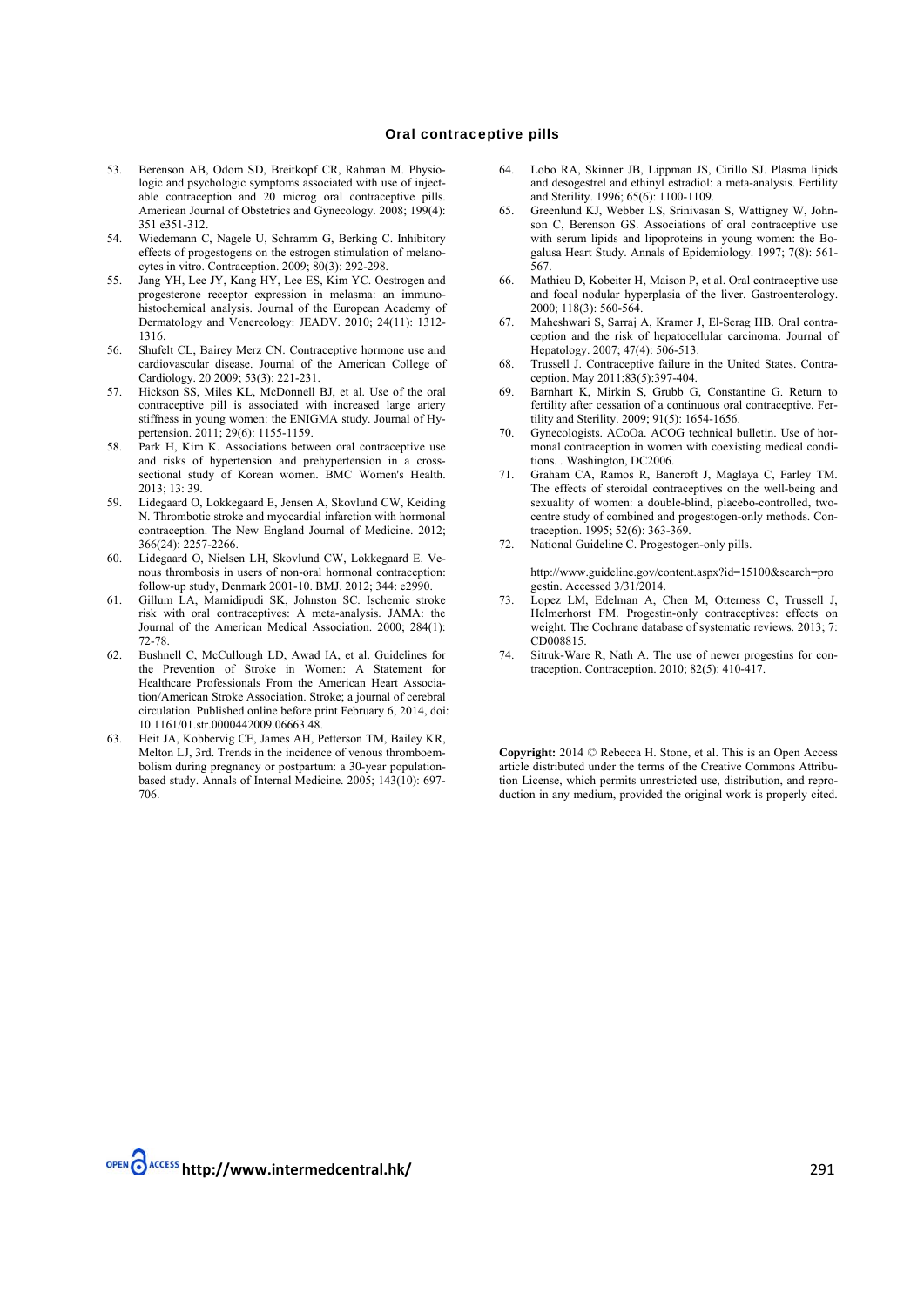53. Berenson AB, Odom SD, Breitkopf CR, Rahman M. Physiologic and psychologic symptoms associated with use of injectable contraception and 20 microg oral contraceptive pills. American Journal of Obstetrics and Gynecology. 2008; 199(4): 351 e351-312.
54. Wiedemann C, Nagele U, Schramm G, Berking C. Inhibitory effects of progestogens on the estrogen stimulation of melanocytes in vitro. Contraception. 2009; 80(3): 292-298.
55. Jang YH, Lee JY, Kang HY, Lee ES, Kim YC. Oestrogen and progesterone receptor expression in melasma: an immunohistochemical analysis. Journal of the European Academy of Dermatology and Venereology: JEADV. 2010; 24(11): 1312-1316.
56. Shufelt CL, Bairey Merz CN. Contraceptive hormone use and cardiovascular disease. Journal of the American College of Cardiology. 20 2009; 53(3): 221-231.
57. Hickson SS, Miles KL, McDonnell BJ, et al. Use of the oral contraceptive pill is associated with increased large artery stiffness in young women: the ENIGMA study. Journal of Hypertension. 2011; 29(6): 1155-1159.
58. Park H, Kim K. Associations between oral contraceptive use and risks of hypertension and prehypertension in a cross-sectional study of Korean women. BMC Women's Health. 2013; 13: 39.
59. Lidegaard O, Lokkegaard E, Jensen A, Skovlund CW, Keiding N. Thrombotic stroke and myocardial infarction with hormonal contraception. The New England Journal of Medicine. 2012; 366(24): 2257-2266.
60. Lidegaard O, Nielsen LH, Skovlund CW, Lokkegaard E. Venous thrombosis in users of non-oral hormonal contraception: follow-up study, Denmark 2001-10. BMJ. 2012; 344: e2990.
61. Gillum LA, Mamidipudi SK, Johnston SC. Ischemic stroke risk with oral contraceptives: A meta-analysis. JAMA: the Journal of the American Medical Association. 2000; 284(1): 72-78.
62. Bushnell C, McCullough LD, Awad IA, et al. Guidelines for the Prevention of Stroke in Women: A Statement for Healthcare Professionals From the American Heart Association/American Stroke Association. Stroke; a journal of cerebral circulation. Published online before print February 6, 2014, doi: 10.1161/01.str.0000442009.06663.48.
63. Heit JA, Kobbervig CE, James AH, Petterson TM, Bailey KR, Melton LJ, 3rd. Trends in the incidence of venous thromboembolism during pregnancy or postpartum: a 30-year population-based study. Annals of Internal Medicine. 2005; 143(10): 697-706.
64. Lobo RA, Skinner JB, Lippman JS, Cirillo SJ. Plasma lipids and desogestrel and ethinyl estradiol: a meta-analysis. Fertility and Sterility. 1996; 65(6): 1100-1109.
65. Greenlund KJ, Webber LS, Srinivasan S, Wattigney W, Johnson C, Berenson GS. Associations of oral contraceptive use with serum lipids and lipoproteins in young women: the Bogalusa Heart Study. Annals of Epidemiology. 1997; 7(8): 561-567.
66. Mathieu D, Kobeiter H, Maison P, et al. Oral contraceptive use and focal nodular hyperplasia of the liver. Gastroenterology. 2000; 118(3): 560-564.
67. Maheshwari S, Sarraj A, Kramer J, El-Serag HB. Oral contraception and the risk of hepatocellular carcinoma. Journal of Hepatology. 2007; 47(4): 506-513.
68. Trussell J. Contraceptive failure in the United States. Contraception. May 2011;83(5):397-404.
69. Barnhart K, Mirkin S, Grubb G, Constantine G. Return to fertility after cessation of a continuous oral contraceptive. Fertility and Sterility. 2009; 91(5): 1654-1656.
70. Gynecologists. ACoOa. ACOG technical bulletin. Use of hormonal contraception in women with coexisting medical conditions. . Washington, DC2006.
71. Graham CA, Ramos R, Bancroft J, Maglaya C, Farley TM. The effects of steroidal contraceptives on the well-being and sexuality of women: a double-blind, placebo-controlled, two-centre study of combined and progestogen-only methods. Contraception. 1995; 52(6): 363-369.
72. National Guideline C. Progestogen-only pills.

    http://www.guideline.gov/content.aspx?id=15100&search=progestin. Accessed 3/31/2014.
73. Lopez LM, Edelman A, Chen M, Otterness C, Trussell J, Helmerhorst FM. Progestin-only contraceptives: effects on weight. The Cochrane database of systematic reviews. 2013; 7: CD008815.
74. Sitruk-Ware R, Nath A. The use of newer progestins for contraception. Contraception. 2010; 82(5): 410-417.

**Copyright:** 2014 © Rebecca H. Stone, et al. This is an Open Access article distributed under the terms of the Creative Commons Attribution License, which permits unrestricted use, distribution, and reproduction in any medium, provided the original work is properly cited.